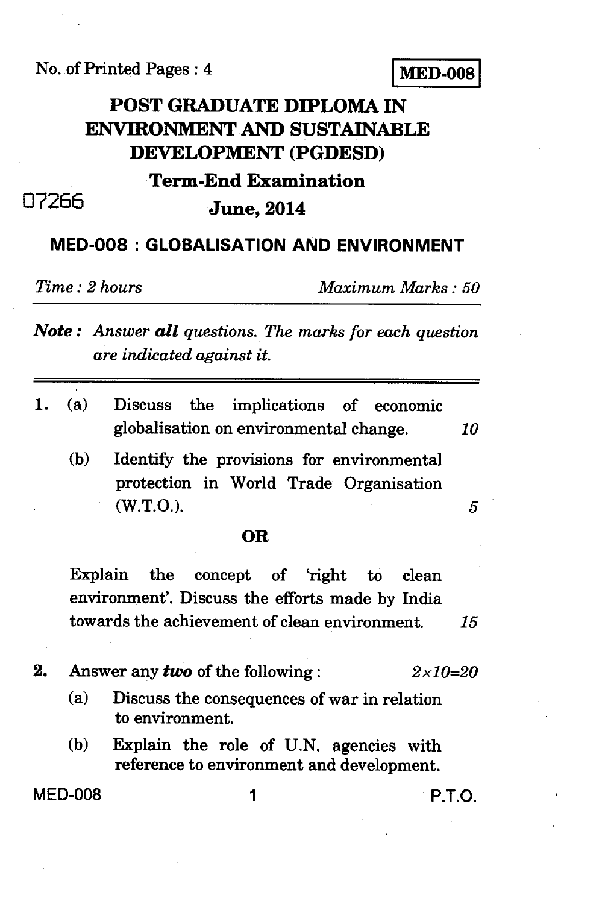No. of Printed Pages : 4

**MED-008**

# POST GRADUATE DIPLOMA IN ENVIRONMENT AND SUSTAINABLE DEVELOPMENT (PGDESD)

## Term-End Examination

07266

## June, 2014

### MED-008 : GLOBALISATION AND ENVIRONMENT

*Time : 2 hours* *Maximum Marks : 50*

***Note :*** *Answer **all** questions. The marks for each question are indicated against it.*

---

1. (a) Discuss the implications of economic globalisation on environmental change. *10*

   (b) Identify the provisions for environmental protection in World Trade Organisation (W.T.O.). *5*

**OR**

Explain the concept of 'right to clean environment'. Discuss the efforts made by India towards the achievement of clean environment. *15*

2. Answer any ***two*** of the following : $2 \times 10 = 20$

   (a) Discuss the consequences of war in relation to environment.

   (b) Explain the role of U.N. agencies with reference to environment and development.

P.T.O.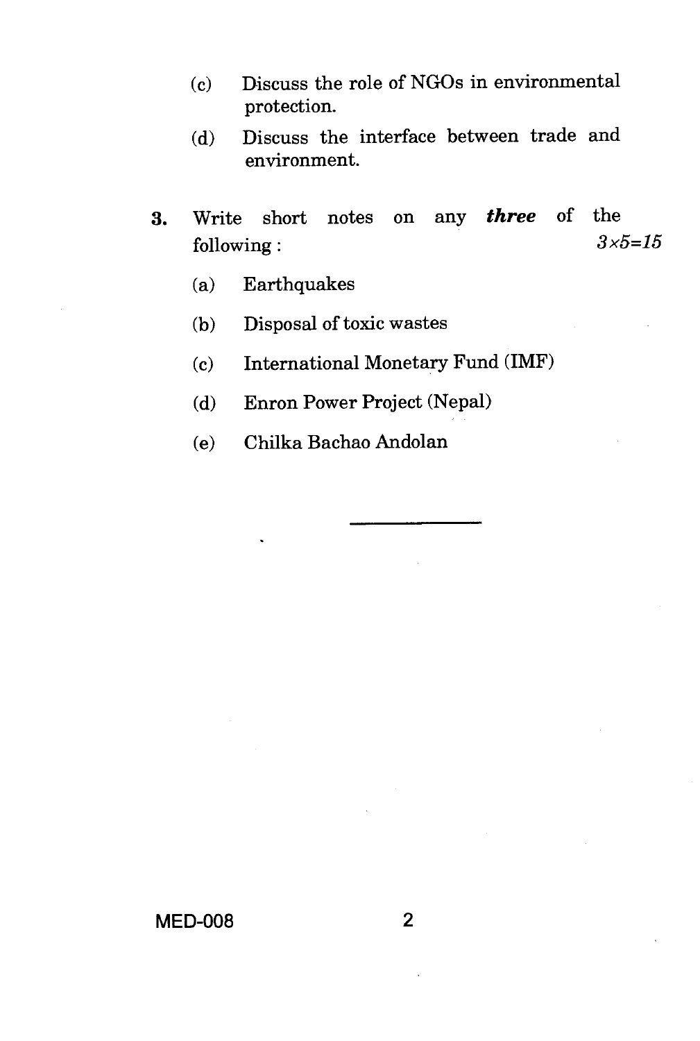(c) Discuss the role of NGOs in environmental protection.

(d) Discuss the interface between trade and environment.

**3.** Write short notes on any ***three*** of the following : *3×5=15*

(a) Earthquakes

(b) Disposal of toxic wastes

(c) International Monetary Fund (IMF)

(d) Enron Power Project (Nepal)

(e) Chilka Bachao Andolan

---

MED-008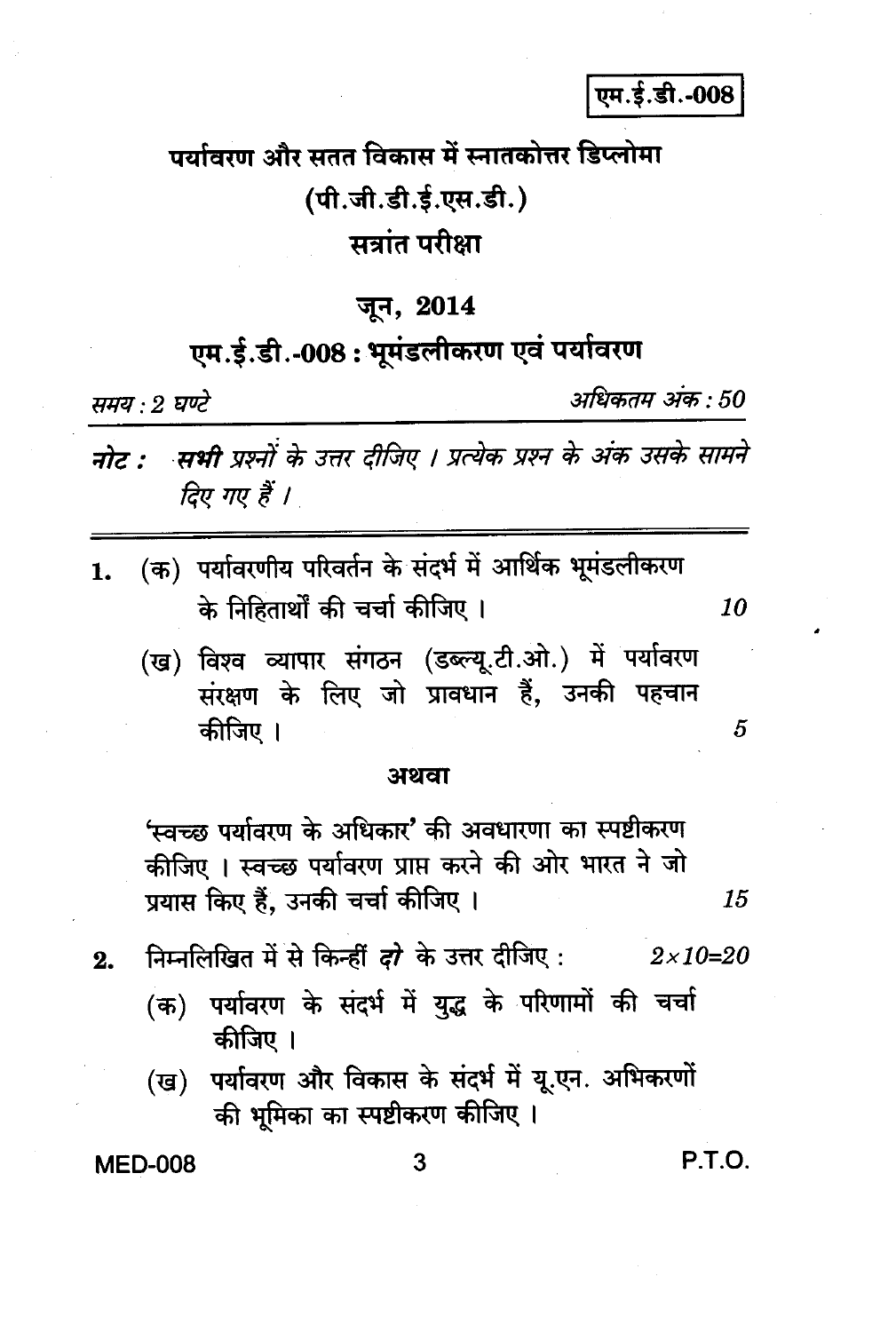एम.ई.डी.-008

# पर्यावरण और सतत विकास में स्नातकोत्तर डिप्लोमा

## (पी.जी.डी.ई.एस.डी.)

## सत्रांत परीक्षा

## जून, 2014

## एम.ई.डी.-008 : भूमंडलीकरण एवं पर्यावरण

*समय : 2 घण्टे* &nbsp;&nbsp;&nbsp;&nbsp;&nbsp;&nbsp;&nbsp;&nbsp; *अधिकतम अंक : 50*

***नोट :*** ***सभी*** *प्रश्नों के उत्तर दीजिए । प्रत्येक प्रश्न के अंक उसके सामने दिए गए हैं ।*

---

1. (क) पर्यावरणीय परिवर्तन के संदर्भ में आर्थिक भूमंडलीकरण के निहितार्थों की चर्चा कीजिए । *10*

   (ख) विश्व व्यापार संगठन (डब्ल्यू.टी.ओ.) में पर्यावरण संरक्षण के लिए जो प्रावधान हैं, उनकी पहचान कीजिए । *5*

   **अथवा**

   'स्वच्छ पर्यावरण के अधिकार' की अवधारणा का स्पष्टीकरण कीजिए । स्वच्छ पर्यावरण प्राप्त करने की ओर भारत ने जो प्रयास किए हैं, उनकी चर्चा कीजिए । *15*

2. निम्नलिखित में से किन्हीं ***दो*** के उत्तर दीजिए : *2×10=20*

   (क) पर्यावरण के संदर्भ में युद्ध के परिणामों की चर्चा कीजिए ।

   (ख) पर्यावरण और विकास के संदर्भ में यू.एन. अभिकरणों की भूमिका का स्पष्टीकरण कीजिए ।

P.T.O.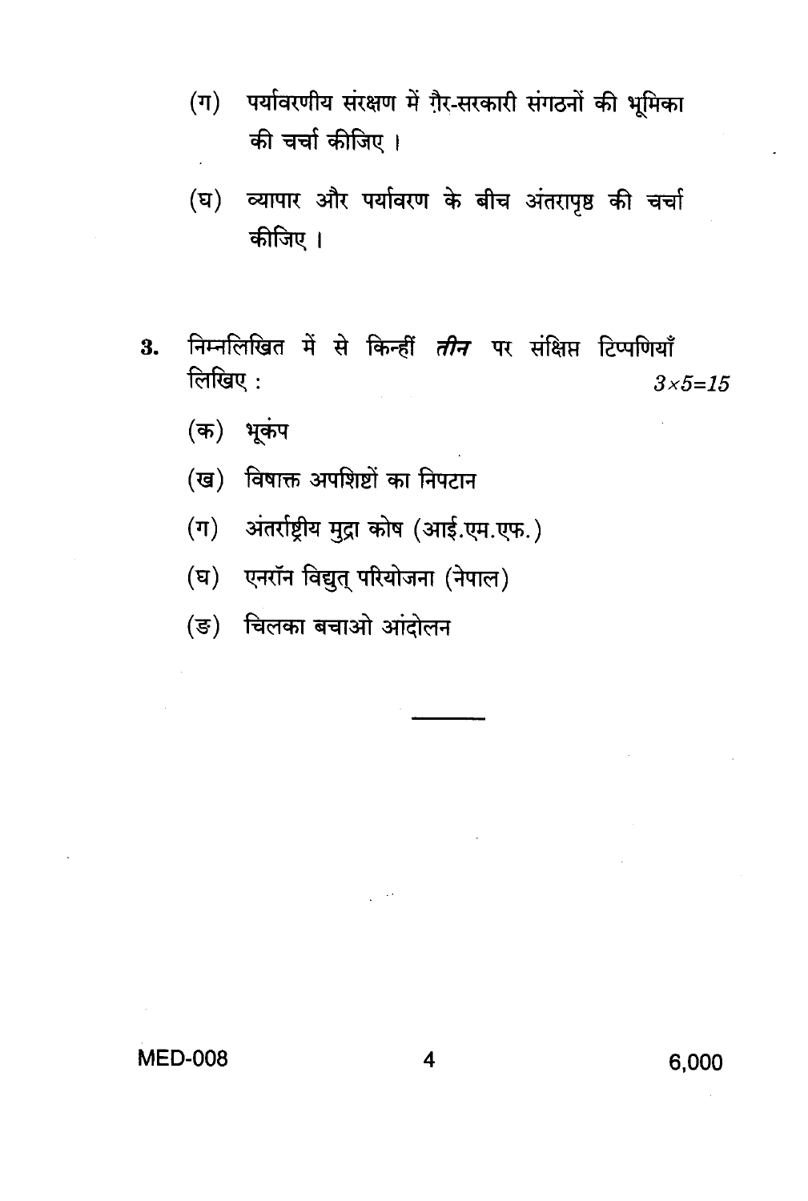(ग) पर्यावरणीय संरक्षण में ग़ैर-सरकारी संगठनों की भूमिका की चर्चा कीजिए ।

(घ) व्यापार और पर्यावरण के बीच अंतरापृष्ठ की चर्चा कीजिए ।

3. निम्नलिखित में से किन्हीं *तीन* पर संक्षिप्त टिप्पणियाँ लिखिए : $3 \times 5 = 15$

(क) भूकंप

(ख) विषाक्त अपशिष्टों का निपटान

(ग) अंतर्राष्ट्रीय मुद्रा कोष (आई.एम.एफ.)

(घ) एनरॉन विद्युत् परियोजना (नेपाल)

(ङ) चिलका बचाओ आंदोलन